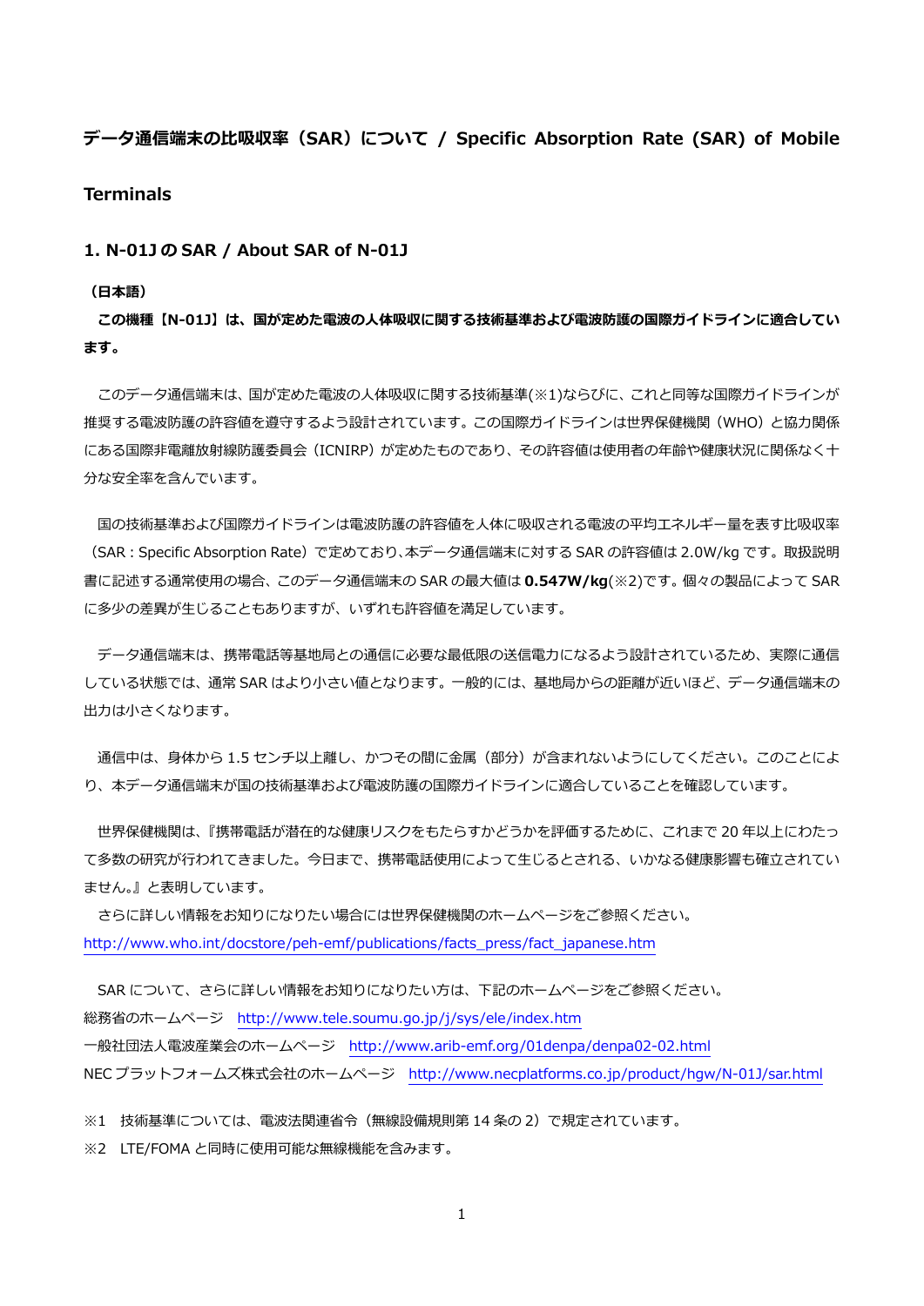# データ通信端末の比吸収率（SAR）について / Specific Absorption Rate (SAR) of Mobile Terminals

## 1. N-01J の SAR / About SAR of N-01J

**（日本語）**

**この機種【N-01J】は、国が定めた電波の人体吸収に関する技術基準および電波防護の国際ガイドラインに適合しています。**

このデータ通信端末は、国が定めた電波の人体吸収に関する技術基準(※1)ならびに、これと同等な国際ガイドラインが推奨する電波防護の許容値を遵守するよう設計されています。この国際ガイドラインは世界保健機関（WHO）と協力関係にある国際非電離放射線防護委員会（ICNIRP）が定めたものであり、その許容値は使用者の年齢や健康状況に関係なく十分な安全率を含んでいます。

国の技術基準および国際ガイドラインは電波防護の許容値を人体に吸収される電波の平均エネルギー量を表す比吸収率（SAR：Specific Absorption Rate）で定めており、本データ通信端末に対する SAR の許容値は 2.0W/kg です。取扱説明書に記述する通常使用の場合、このデータ通信端末の SAR の最大値は **0.547W/kg**(※2)です。個々の製品によって SAR に多少の差異が生じることもありますが、いずれも許容値を満足しています。

データ通信端末は、携帯電話等基地局との通信に必要な最低限の送信電力になるよう設計されているため、実際に通信している状態では、通常 SAR はより小さい値となります。一般的には、基地局からの距離が近いほど、データ通信端末の出力は小さくなります。

通信中は、身体から 1.5 センチ以上離し、かつその間に金属（部分）が含まれないようにしてください。このことにより、本データ通信端末が国の技術基準および電波防護の国際ガイドラインに適合していることを確認しています。

世界保健機関は、『携帯電話が潜在的な健康リスクをもたらすかどうかを評価するために、これまで 20 年以上にわたって多数の研究が行われてきました。今日まで、携帯電話使用によって生じるとされる、いかなる健康影響も確立されていません。』と表明しています。

さらに詳しい情報をお知りになりたい場合には世界保健機関のホームページをご参照ください。
http://www.who.int/docstore/peh-emf/publications/facts_press/fact_japanese.htm

SAR について、さらに詳しい情報をお知りになりたい方は、下記のホームページをご参照ください。
総務省のホームページ　http://www.tele.soumu.go.jp/j/sys/ele/index.htm
一般社団法人電波産業会のホームページ　http://www.arib-emf.org/01denpa/denpa02-02.html
NEC プラットフォームズ株式会社のホームページ　http://www.necplatforms.co.jp/product/hgw/N-01J/sar.html

※1　技術基準については、電波法関連省令（無線設備規則第 14 条の 2）で規定されています。
※2　LTE/FOMA と同時に使用可能な無線機能を含みます。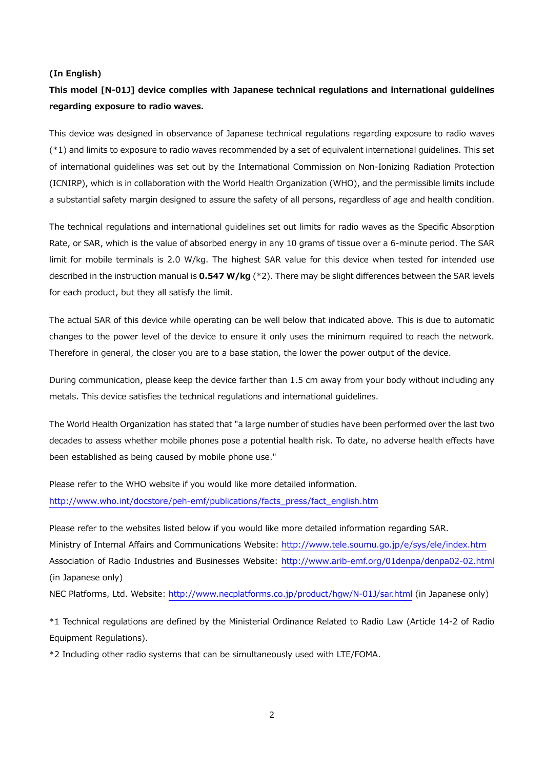**(In English)**

**This model [N-01J] device complies with Japanese technical regulations and international guidelines regarding exposure to radio waves.**

This device was designed in observance of Japanese technical regulations regarding exposure to radio waves (*1) and limits to exposure to radio waves recommended by a set of equivalent international guidelines. This set of international guidelines was set out by the International Commission on Non-Ionizing Radiation Protection (ICNIRP), which is in collaboration with the World Health Organization (WHO), and the permissible limits include a substantial safety margin designed to assure the safety of all persons, regardless of age and health condition.

The technical regulations and international guidelines set out limits for radio waves as the Specific Absorption Rate, or SAR, which is the value of absorbed energy in any 10 grams of tissue over a 6-minute period. The SAR limit for mobile terminals is 2.0 W/kg. The highest SAR value for this device when tested for intended use described in the instruction manual is **0.547 W/kg** (*2). There may be slight differences between the SAR levels for each product, but they all satisfy the limit.

The actual SAR of this device while operating can be well below that indicated above. This is due to automatic changes to the power level of the device to ensure it only uses the minimum required to reach the network. Therefore in general, the closer you are to a base station, the lower the power output of the device.

During communication, please keep the device farther than 1.5 cm away from your body without including any metals. This device satisfies the technical regulations and international guidelines.

The World Health Organization has stated that "a large number of studies have been performed over the last two decades to assess whether mobile phones pose a potential health risk. To date, no adverse health effects have been established as being caused by mobile phone use."

Please refer to the WHO website if you would like more detailed information.
http://www.who.int/docstore/peh-emf/publications/facts_press/fact_english.htm

Please refer to the websites listed below if you would like more detailed information regarding SAR.
Ministry of Internal Affairs and Communications Website: http://www.tele.soumu.go.jp/e/sys/ele/index.htm
Association of Radio Industries and Businesses Website: http://www.arib-emf.org/01denpa/denpa02-02.html (in Japanese only)
NEC Platforms, Ltd. Website: http://www.necplatforms.co.jp/product/hgw/N-01J/sar.html (in Japanese only)

*1 Technical regulations are defined by the Ministerial Ordinance Related to Radio Law (Article 14-2 of Radio Equipment Regulations).

*2 Including other radio systems that can be simultaneously used with LTE/FOMA.